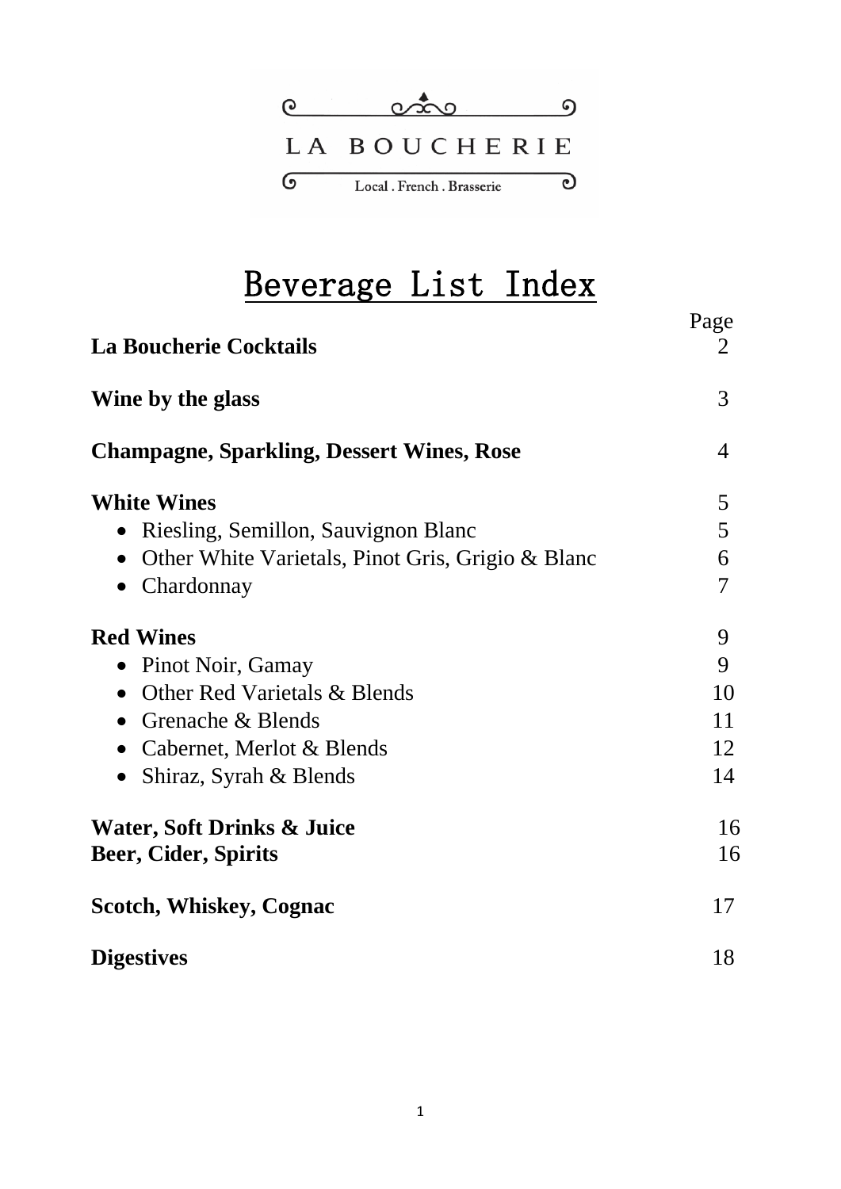LA BOUCHERIE

Local . French . Brasserie

# Beverage List Index

| | Page |
|---|---|
| **La Boucherie Cocktails** | 2 |
| **Wine by the glass** | 3 |
| **Champagne, Sparkling, Dessert Wines, Rose** | 4 |
| **White Wines** | 5 |
| • Riesling, Semillon, Sauvignon Blanc | 5 |
| • Other White Varietals, Pinot Gris, Grigio & Blanc | 6 |
| • Chardonnay | 7 |
| **Red Wines** | 9 |
| • Pinot Noir, Gamay | 9 |
| • Other Red Varietals & Blends | 10 |
| • Grenache & Blends | 11 |
| • Cabernet, Merlot & Blends | 12 |
| • Shiraz, Syrah & Blends | 14 |
| **Water, Soft Drinks & Juice** | 16 |
| **Beer, Cider, Spirits** | 16 |
| **Scotch, Whiskey, Cognac** | 17 |
| **Digestives** | 18 |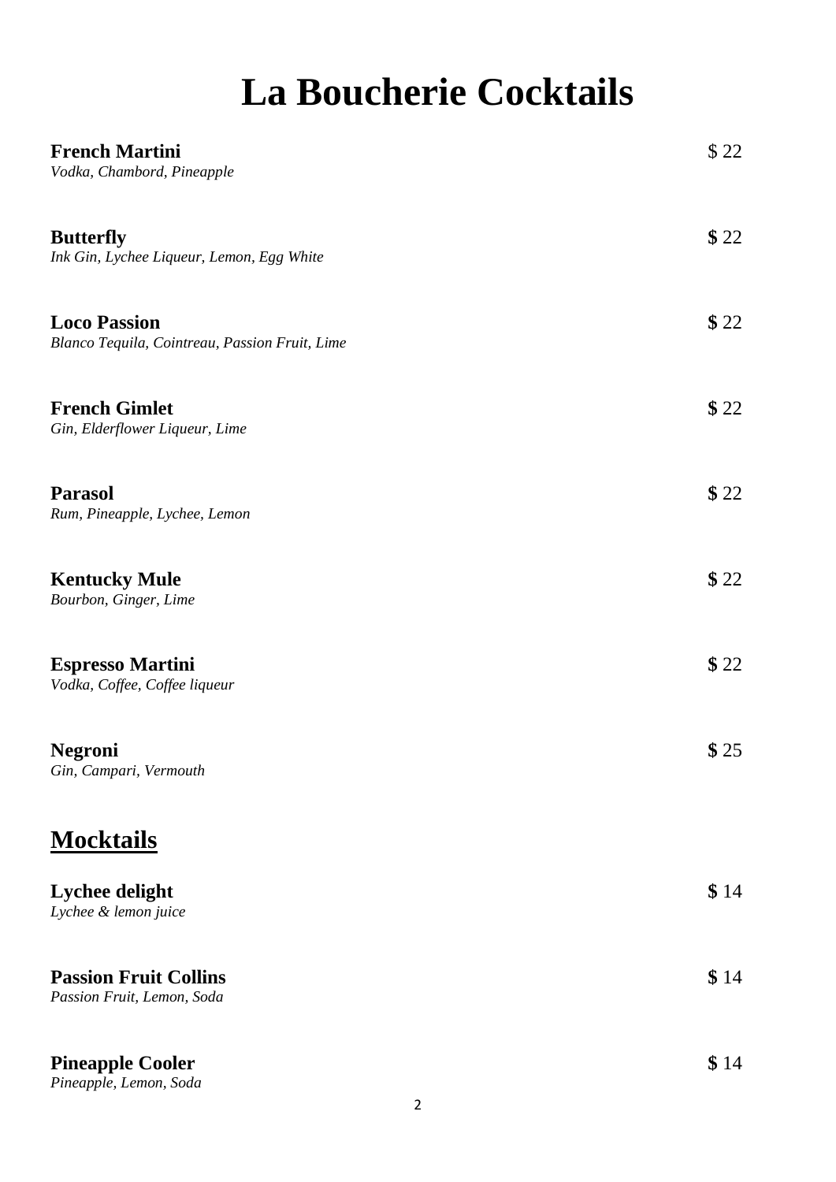# La Boucherie Cocktails

**French Martini** $22
*Vodka, Chambord, Pineapple*

**Butterfly** $22
*Ink Gin, Lychee Liqueur, Lemon, Egg White*

**Loco Passion** $22
*Blanco Tequila, Cointreau, Passion Fruit, Lime*

**French Gimlet** $22
*Gin, Elderflower Liqueur, Lime*

**Parasol** $22
*Rum, Pineapple, Lychee, Lemon*

**Kentucky Mule** $22
*Bourbon, Ginger, Lime*

**Espresso Martini** $22
*Vodka, Coffee, Coffee liqueur*

**Negroni** $25
*Gin, Campari, Vermouth*

## Mocktails

**Lychee delight** $14
*Lychee & lemon juice*

**Passion Fruit Collins** $14
*Passion Fruit, Lemon, Soda*

**Pineapple Cooler** $14
*Pineapple, Lemon, Soda*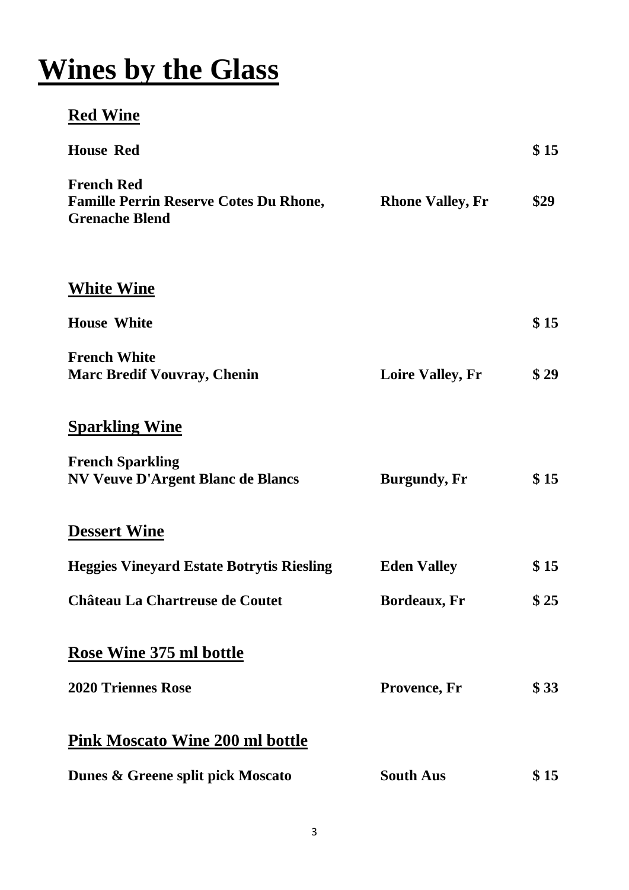# Wines by the Glass

## Red Wine

| | | |
|---|---|---|
| **House Red** | | **$ 15** |
| **French Red**<br>**Famille Perrin Reserve Cotes Du Rhone, Grenache Blend** | **Rhone Valley, Fr** | **$29** |

## White Wine

| | | |
|---|---|---|
| **House White** | | **$ 15** |
| **French White**<br>**Marc Bredif Vouvray, Chenin** | **Loire Valley, Fr** | **$ 29** |

## Sparkling Wine

| | | |
|---|---|---|
| **French Sparkling**<br>**NV Veuve D'Argent Blanc de Blancs** | **Burgundy, Fr** | **$ 15** |

## Dessert Wine

| | | |
|---|---|---|
| **Heggies Vineyard Estate Botrytis Riesling** | **Eden Valley** | **$ 15** |
| **Château La Chartreuse de Coutet** | **Bordeaux, Fr** | **$ 25** |

## Rose Wine 375 ml bottle

| | | |
|---|---|---|
| **2020 Triennes Rose** | **Provence, Fr** | **$ 33** |

## Pink Moscato Wine 200 ml bottle

| | | |
|---|---|---|
| **Dunes & Greene split pick Moscato** | **South Aus** | **$ 15** |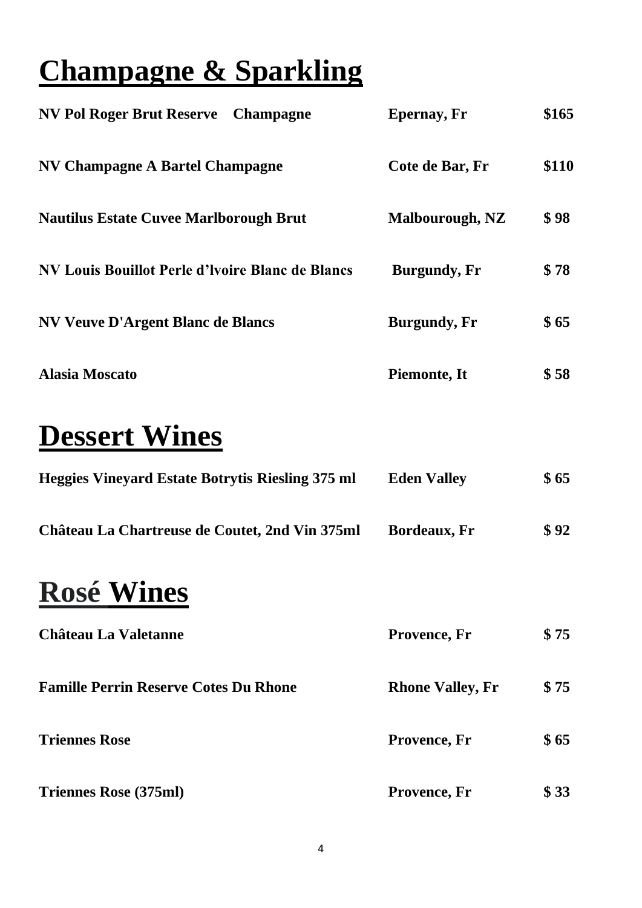# Champagne & Sparkling

| | | |
|---|---|---|
| **NV Pol Roger Brut Reserve Champagne** | **Epernay, Fr** | **$165** |
| **NV Champagne A Bartel Champagne** | **Cote de Bar, Fr** | **$110** |
| **Nautilus Estate Cuvee Marlborough Brut** | **Malbourough, NZ** | **$ 98** |
| **NV Louis Bouillot Perle d'lvoire Blanc de Blancs** | **Burgundy, Fr** | **$ 78** |
| **NV Veuve D'Argent Blanc de Blancs** | **Burgundy, Fr** | **$ 65** |
| **Alasia Moscato** | **Piemonte, It** | **$ 58** |

# Dessert Wines

| | | |
|---|---|---|
| **Heggies Vineyard Estate Botrytis Riesling 375 ml** | **Eden Valley** | **$ 65** |
| **Château La Chartreuse de Coutet, 2nd Vin 375ml** | **Bordeaux, Fr** | **$ 92** |

# Rosé Wines

| | | |
|---|---|---|
| **Château La Valetanne** | **Provence, Fr** | **$ 75** |
| **Famille Perrin Reserve Cotes Du Rhone** | **Rhone Valley, Fr** | **$ 75** |
| **Triennes Rose** | **Provence, Fr** | **$ 65** |
| **Triennes Rose (375ml)** | **Provence, Fr** | **$ 33** |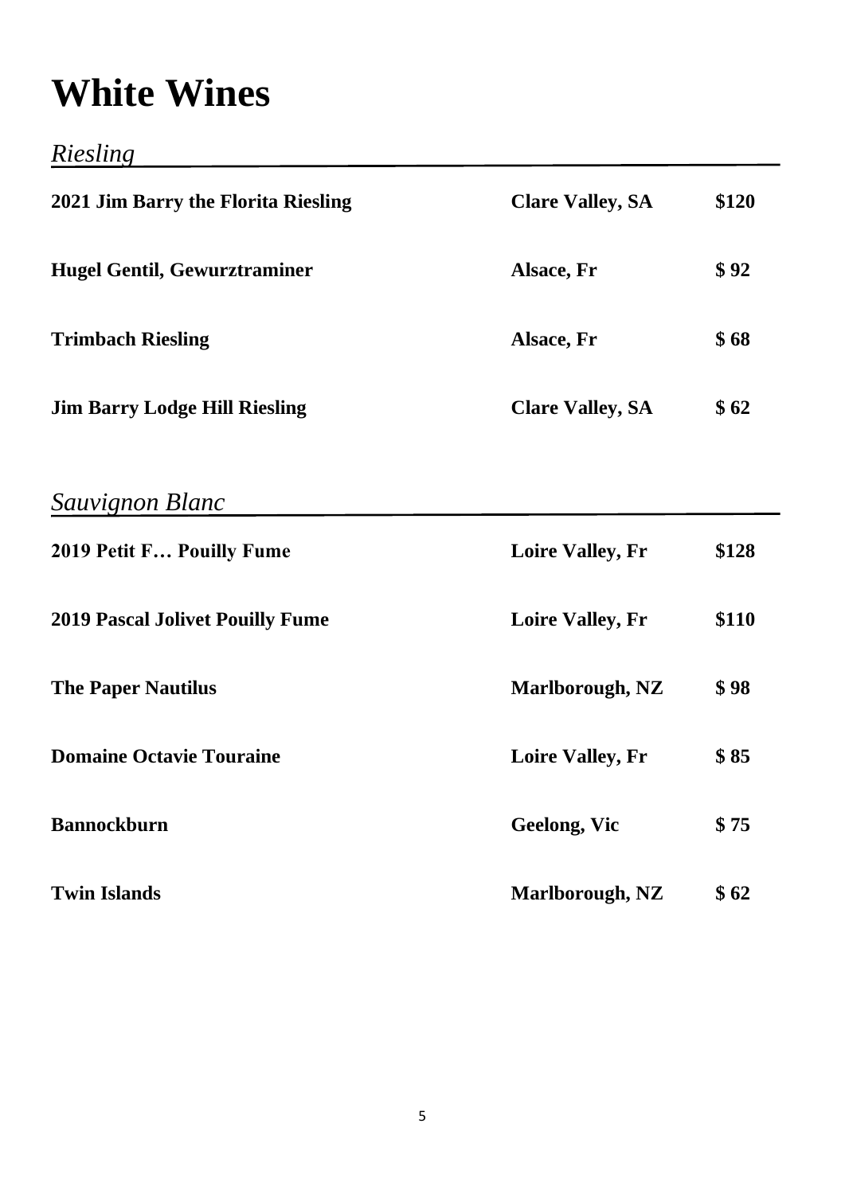# White Wines

## *Riesling*

| | | |
|---|---|---|
| **2021 Jim Barry the Florita Riesling** | **Clare Valley, SA** | **$120** |
| **Hugel Gentil, Gewurztraminer** | **Alsace, Fr** | **$ 92** |
| **Trimbach Riesling** | **Alsace, Fr** | **$ 68** |
| **Jim Barry Lodge Hill Riesling** | **Clare Valley, SA** | **$ 62** |

## *Sauvignon Blanc*

| | | |
|---|---|---|
| **2019 Petit F… Pouilly Fume** | **Loire Valley, Fr** | **$128** |
| **2019 Pascal Jolivet Pouilly Fume** | **Loire Valley, Fr** | **$110** |
| **The Paper Nautilus** | **Marlborough, NZ** | **$ 98** |
| **Domaine Octavie Touraine** | **Loire Valley, Fr** | **$ 85** |
| **Bannockburn** | **Geelong, Vic** | **$ 75** |
| **Twin Islands** | **Marlborough, NZ** | **$ 62** |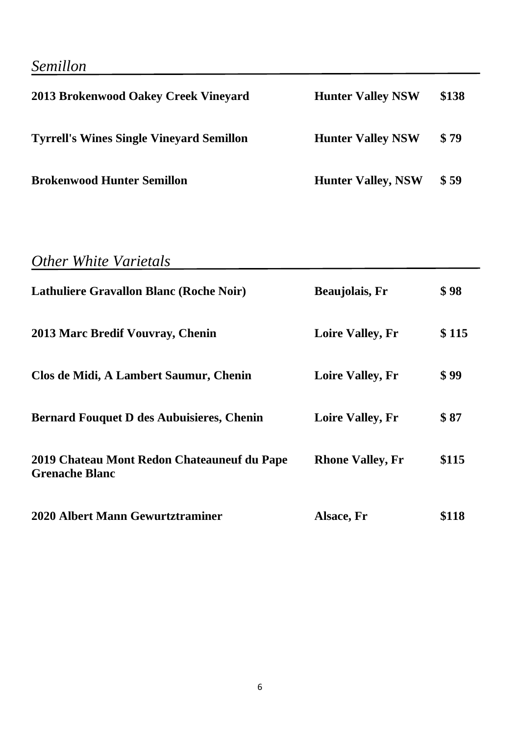## *Semillon*

| | | |
|---|---|---|
| **2013 Brokenwood Oakey Creek Vineyard** | **Hunter Valley NSW** | **$138** |
| **Tyrrell's Wines Single Vineyard Semillon** | **Hunter Valley NSW** | **$ 79** |
| **Brokenwood Hunter Semillon** | **Hunter Valley, NSW** | **$ 59** |

## *Other White Varietals*

| | | |
|---|---|---|
| **Lathuliere Gravallon Blanc (Roche Noir)** | **Beaujolais, Fr** | **$ 98** |
| **2013 Marc Bredif Vouvray, Chenin** | **Loire Valley, Fr** | **$ 115** |
| **Clos de Midi, A Lambert Saumur, Chenin** | **Loire Valley, Fr** | **$ 99** |
| **Bernard Fouquet D des Aubuisieres, Chenin** | **Loire Valley, Fr** | **$ 87** |
| **2019 Chateau Mont Redon Chateauneuf du Pape Grenache Blanc** | **Rhone Valley, Fr** | **$115** |
| **2020 Albert Mann Gewurtztraminer** | **Alsace, Fr** | **$118** |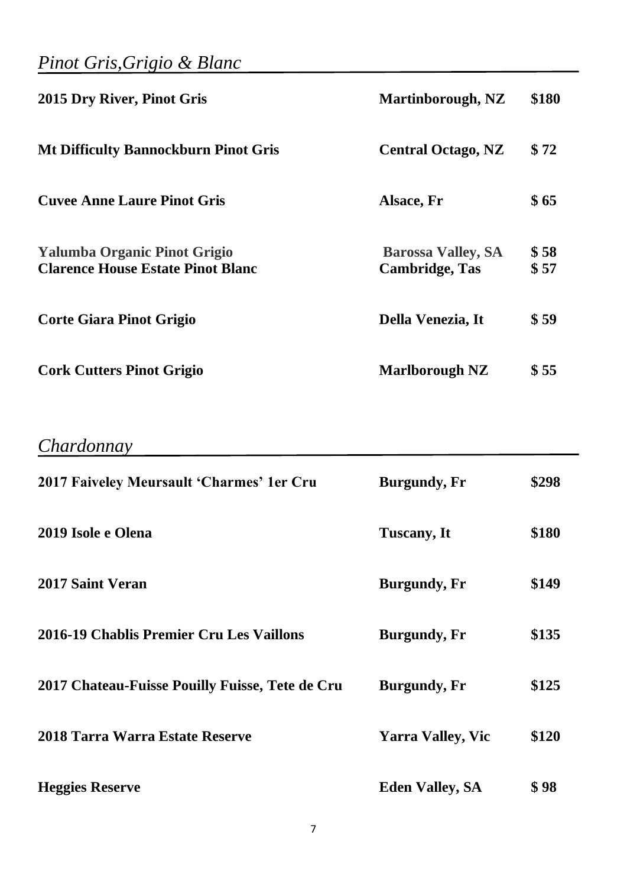## *Pinot Gris,Grigio & Blanc*

| | | |
|---|---|---|
| **2015 Dry River, Pinot Gris** | **Martinborough, NZ** | **$180** |
| **Mt Difficulty Bannockburn Pinot Gris** | **Central Octago, NZ** | **$ 72** |
| **Cuvee Anne Laure Pinot Gris** | **Alsace, Fr** | **$ 65** |
| **Yalumba Organic Pinot Grigio** | **Barossa Valley, SA** | **$ 58** |
| **Clarence House Estate Pinot Blanc** | **Cambridge, Tas** | **$ 57** |
| **Corte Giara Pinot Grigio** | **Della Venezia, It** | **$ 59** |
| **Cork Cutters Pinot Grigio** | **Marlborough NZ** | **$ 55** |

## *Chardonnay*

| | | |
|---|---|---|
| **2017 Faiveley Meursault 'Charmes' 1er Cru** | **Burgundy, Fr** | **$298** |
| **2019 Isole e Olena** | **Tuscany, It** | **$180** |
| **2017 Saint Veran** | **Burgundy, Fr** | **$149** |
| **2016-19 Chablis Premier Cru Les Vaillons** | **Burgundy, Fr** | **$135** |
| **2017 Chateau-Fuisse Pouilly Fuisse, Tete de Cru** | **Burgundy, Fr** | **$125** |
| **2018 Tarra Warra Estate Reserve** | **Yarra Valley, Vic** | **$120** |
| **Heggies Reserve** | **Eden Valley, SA** | **$ 98** |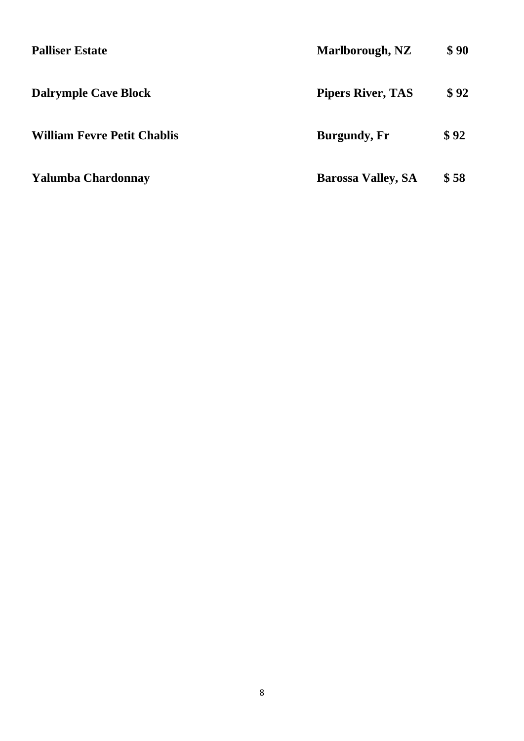| | | |
|---|---|---|
| **Palliser Estate** | **Marlborough, NZ** | **$ 90** |
| **Dalrymple Cave Block** | **Pipers River, TAS** | **$ 92** |
| **William Fevre Petit Chablis** | **Burgundy, Fr** | **$ 92** |
| **Yalumba Chardonnay** | **Barossa Valley, SA** | **$ 58** |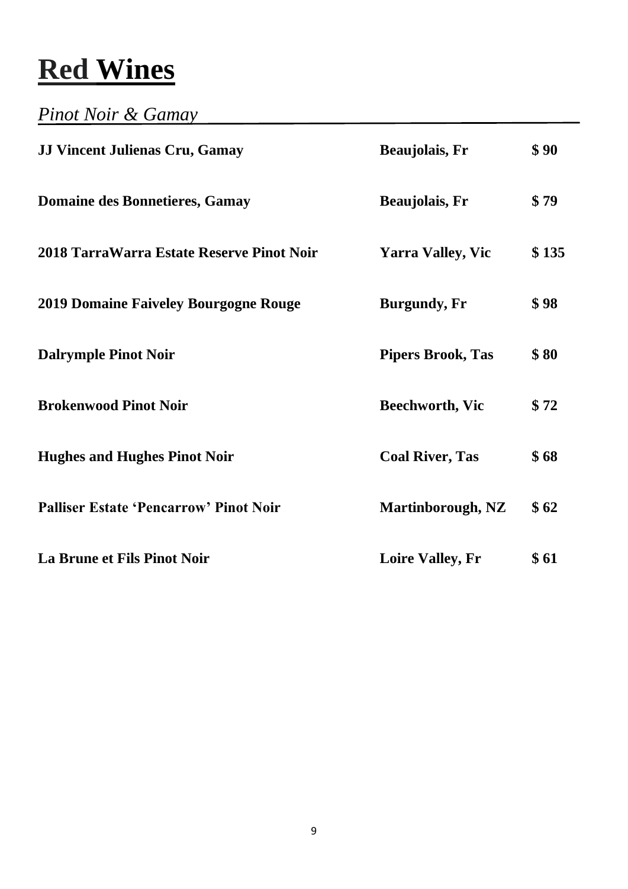# Red Wines

## *Pinot Noir & Gamay*

| | | |
|---|---|---|
| **JJ Vincent Julienas Cru, Gamay** | **Beaujolais, Fr** | **$ 90** |
| **Domaine des Bonnetieres, Gamay** | **Beaujolais, Fr** | **$ 79** |
| **2018 TarraWarra Estate Reserve Pinot Noir** | **Yarra Valley, Vic** | **$ 135** |
| **2019 Domaine Faiveley Bourgogne Rouge** | **Burgundy, Fr** | **$ 98** |
| **Dalrymple Pinot Noir** | **Pipers Brook, Tas** | **$ 80** |
| **Brokenwood Pinot Noir** | **Beechworth, Vic** | **$ 72** |
| **Hughes and Hughes Pinot Noir** | **Coal River, Tas** | **$ 68** |
| **Palliser Estate 'Pencarrow' Pinot Noir** | **Martinborough, NZ** | **$ 62** |
| **La Brune et Fils Pinot Noir** | **Loire Valley, Fr** | **$ 61** |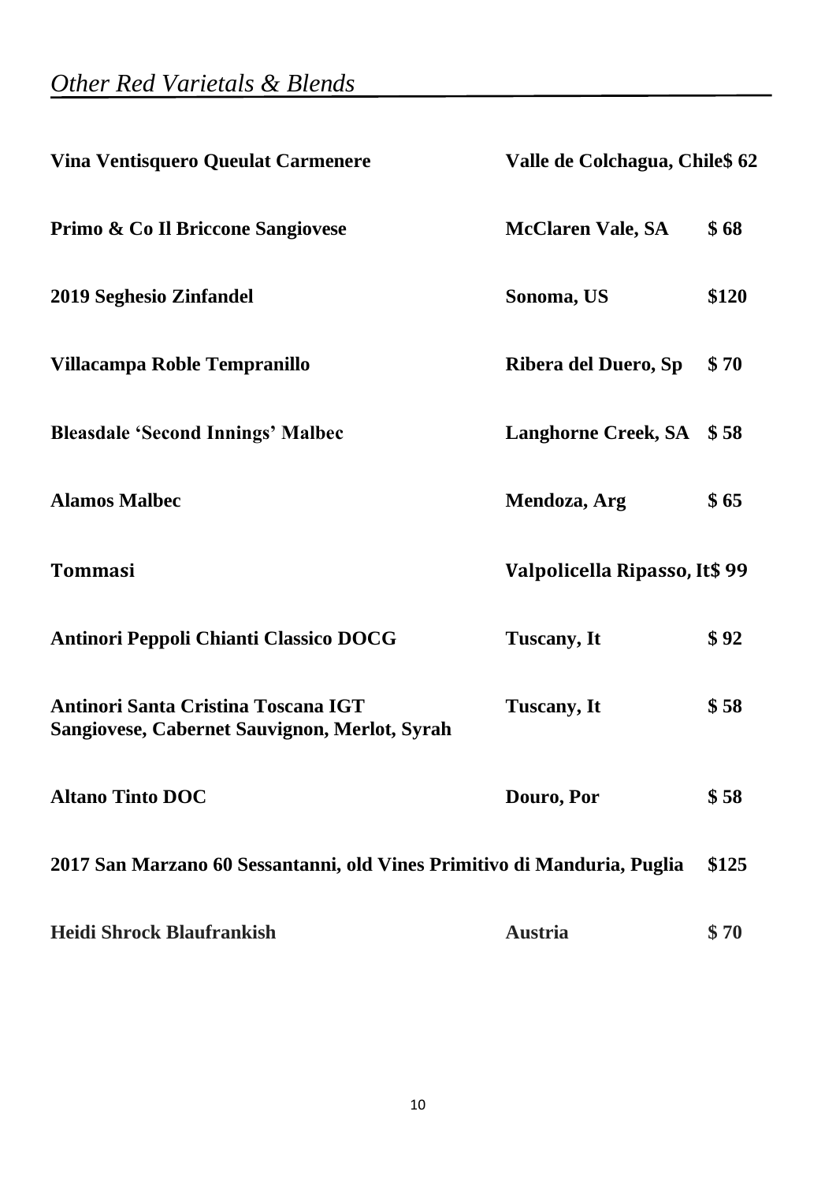## *Other Red Varietals & Blends*

| Wine | Region | Price |
|---|---|---|
| **Vina Ventisquero Queulat Carmenere** | **Valle de Colchagua, Chile** | **$ 62** |
| **Primo & Co Il Briccone Sangiovese** | **McClaren Vale, SA** | **$ 68** |
| **2019 Seghesio Zinfandel** | **Sonoma, US** | **$120** |
| **Villacampa Roble Tempranillo** | **Ribera del Duero, Sp** | **$ 70** |
| **Bleasdale 'Second Innings' Malbec** | **Langhorne Creek, SA** | **$ 58** |
| **Alamos Malbec** | **Mendoza, Arg** | **$ 65** |
| **Tommasi** | **Valpolicella Ripasso, It** | **$ 99** |
| **Antinori Peppoli Chianti Classico DOCG** | **Tuscany, It** | **$ 92** |
| **Antinori Santa Cristina Toscana IGT Sangiovese, Cabernet Sauvignon, Merlot, Syrah** | **Tuscany, It** | **$ 58** |
| **Altano Tinto DOC** | **Douro, Por** | **$ 58** |
| **2017 San Marzano 60 Sessantanni, old Vines Primitivo di Manduria, Puglia** | | **$125** |
| **Heidi Shrock Blaufrankish** | **Austria** | **$ 70** |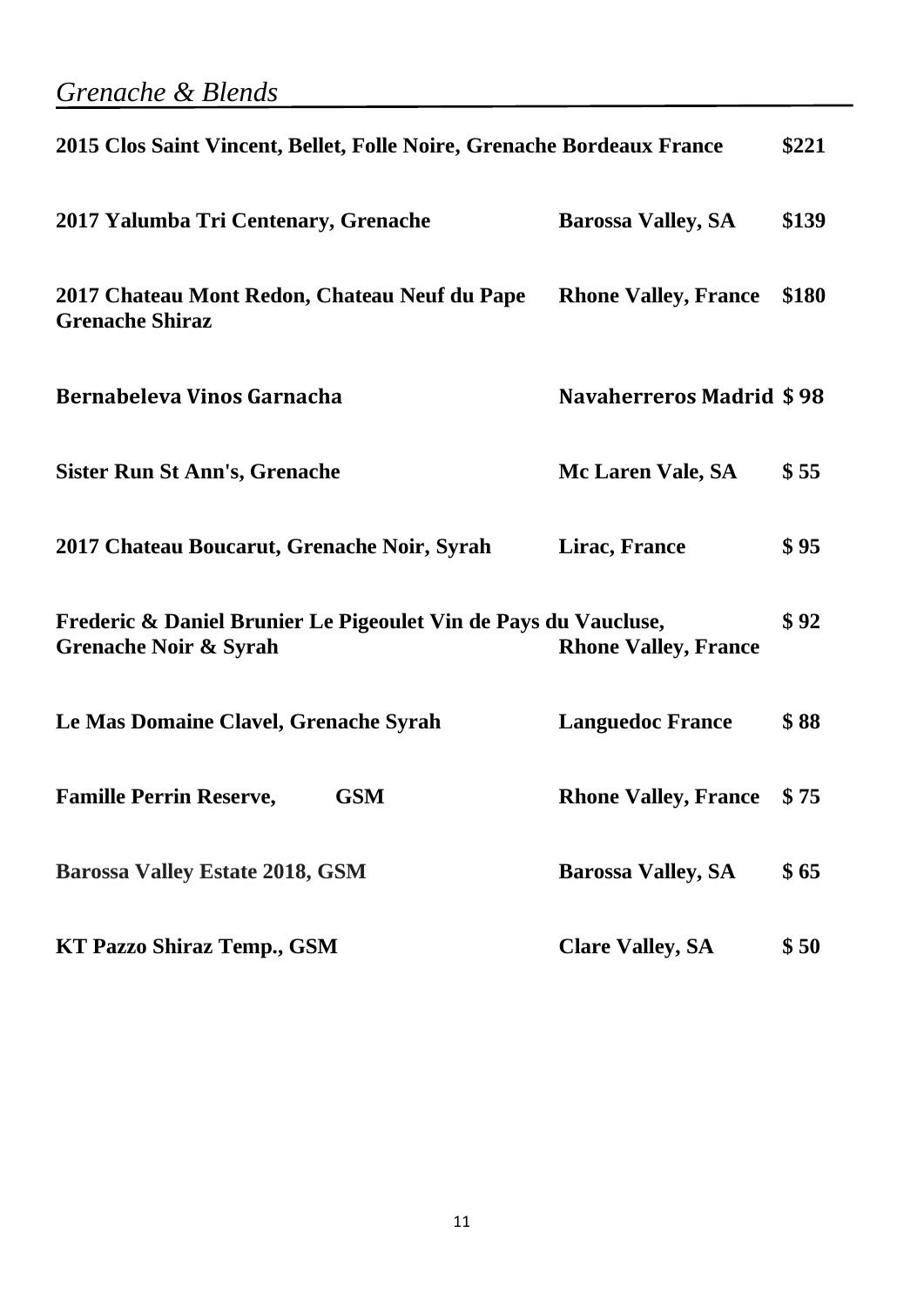## *Grenache & Blends*

| | | |
|---|---|---|
| **2015 Clos Saint Vincent, Bellet, Folle Noire, Grenache Bordeaux France** | | **$221** |
| **2017 Yalumba Tri Centenary, Grenache** | **Barossa Valley, SA** | **$139** |
| **2017 Chateau Mont Redon, Chateau Neuf du Pape Grenache Shiraz** | **Rhone Valley, France** | **$180** |
| **Bernabeleva Vinos Garnacha** | **Navaherreros Madrid** | **$ 98** |
| **Sister Run St Ann's, Grenache** | **Mc Laren Vale, SA** | **$ 55** |
| **2017 Chateau Boucarut, Grenache Noir, Syrah** | **Lirac, France** | **$ 95** |
| **Frederic & Daniel Brunier Le Pigeoulet Vin de Pays du Vaucluse, Grenache Noir & Syrah** | **Rhone Valley, France** | **$ 92** |
| **Le Mas Domaine Clavel, Grenache Syrah** | **Languedoc France** | **$ 88** |
| **Famille Perrin Reserve, GSM** | **Rhone Valley, France** | **$ 75** |
| **Barossa Valley Estate 2018, GSM** | **Barossa Valley, SA** | **$ 65** |
| **KT Pazzo Shiraz Temp., GSM** | **Clare Valley, SA** | **$ 50** |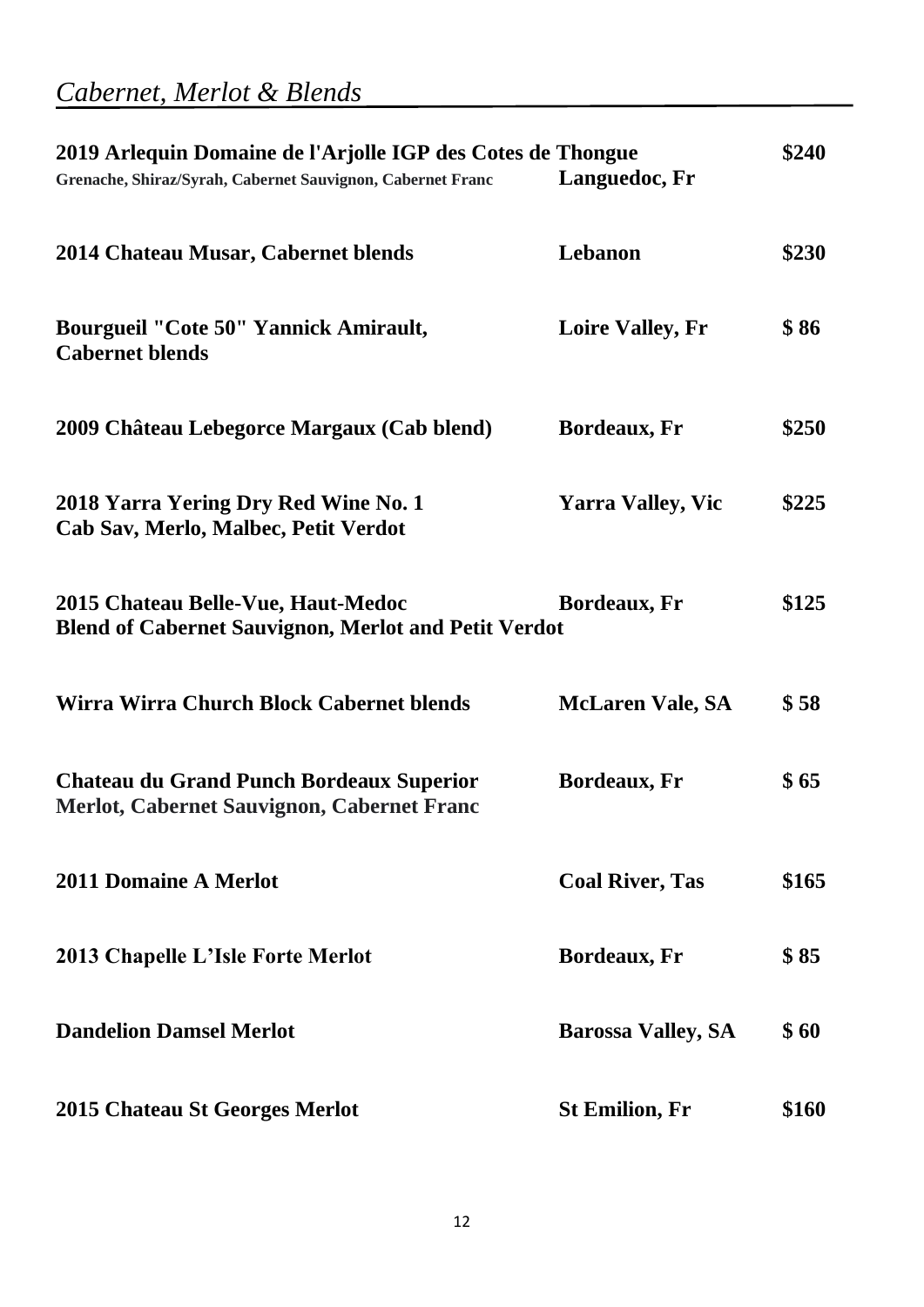## *Cabernet, Merlot & Blends*

| Wine | Region | Price |
|---|---|---|
| **2019 Arlequin Domaine de l'Arjolle IGP des Cotes de Thongue**<br>**Grenache, Shiraz/Syrah, Cabernet Sauvignon, Cabernet Franc** | **Languedoc, Fr** | **$240** |
| **2014 Chateau Musar, Cabernet blends** | **Lebanon** | **$230** |
| **Bourgueil "Cote 50" Yannick Amirault, Cabernet blends** | **Loire Valley, Fr** | **$ 86** |
| **2009 Château Lebegorce Margaux (Cab blend)** | **Bordeaux, Fr** | **$250** |
| **2018 Yarra Yering Dry Red Wine No. 1**<br>**Cab Sav, Merlo, Malbec, Petit Verdot** | **Yarra Valley, Vic** | **$225** |
| **2015 Chateau Belle-Vue, Haut-Medoc**<br>**Blend of Cabernet Sauvignon, Merlot and Petit Verdot** | **Bordeaux, Fr** | **$125** |
| **Wirra Wirra Church Block Cabernet blends** | **McLaren Vale, SA** | **$ 58** |
| **Chateau du Grand Punch Bordeaux Superior**<br>**Merlot, Cabernet Sauvignon, Cabernet Franc** | **Bordeaux, Fr** | **$ 65** |
| **2011 Domaine A Merlot** | **Coal River, Tas** | **$165** |
| **2013 Chapelle L'Isle Forte Merlot** | **Bordeaux, Fr** | **$ 85** |
| **Dandelion Damsel Merlot** | **Barossa Valley, SA** | **$ 60** |
| **2015 Chateau St Georges Merlot** | **St Emilion, Fr** | **$160** |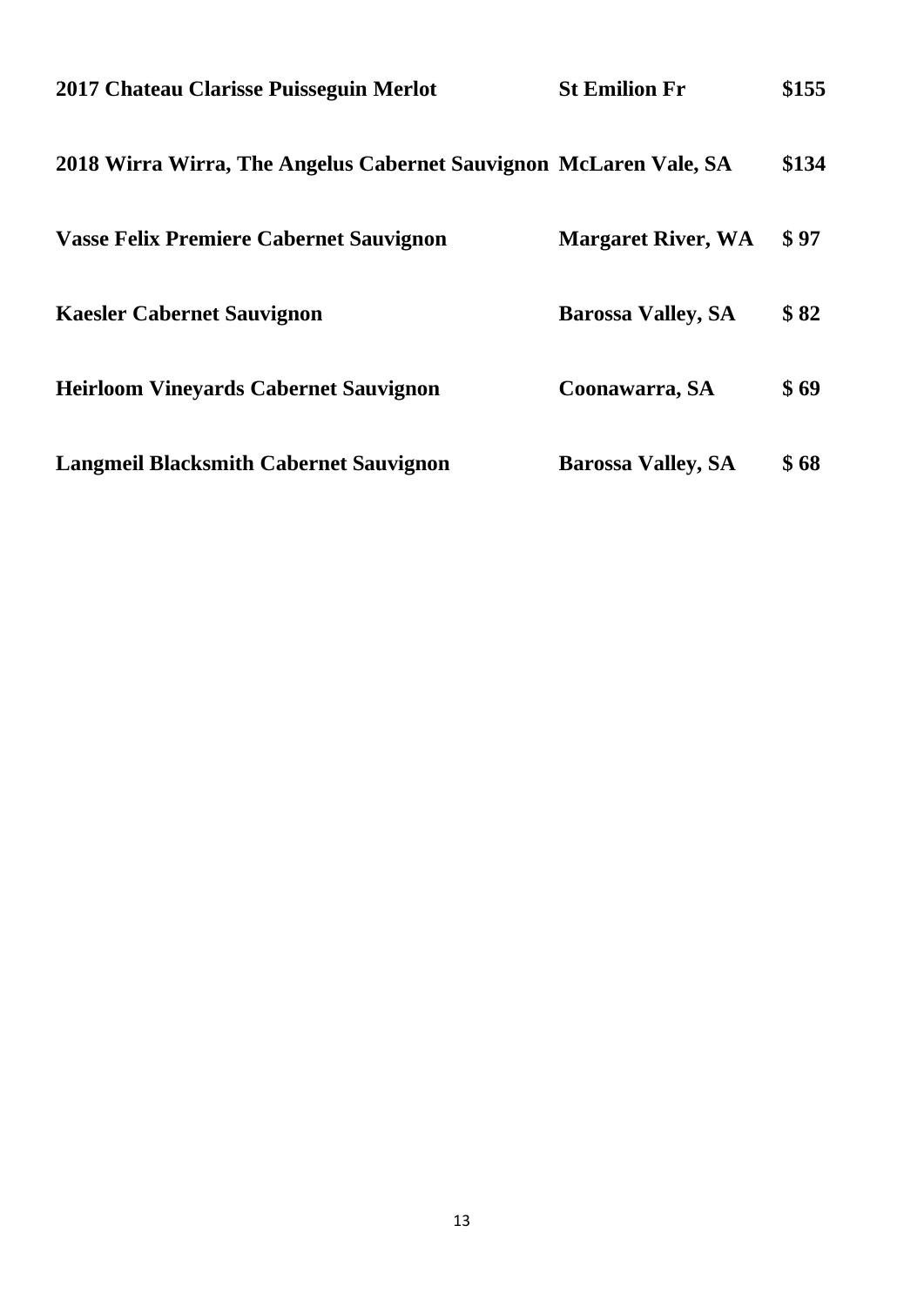| | | |
|---|---|---|
| **2017 Chateau Clarisse Puisseguin Merlot** | **St Emilion Fr** | **\$155** |
| **2018 Wirra Wirra, The Angelus Cabernet Sauvignon** | **McLaren Vale, SA** | **\$134** |
| **Vasse Felix Premiere Cabernet Sauvignon** | **Margaret River, WA** | **\$ 97** |
| **Kaesler Cabernet Sauvignon** | **Barossa Valley, SA** | **\$ 82** |
| **Heirloom Vineyards Cabernet Sauvignon** | **Coonawarra, SA** | **\$ 69** |
| **Langmeil Blacksmith Cabernet Sauvignon** | **Barossa Valley, SA** | **\$ 68** |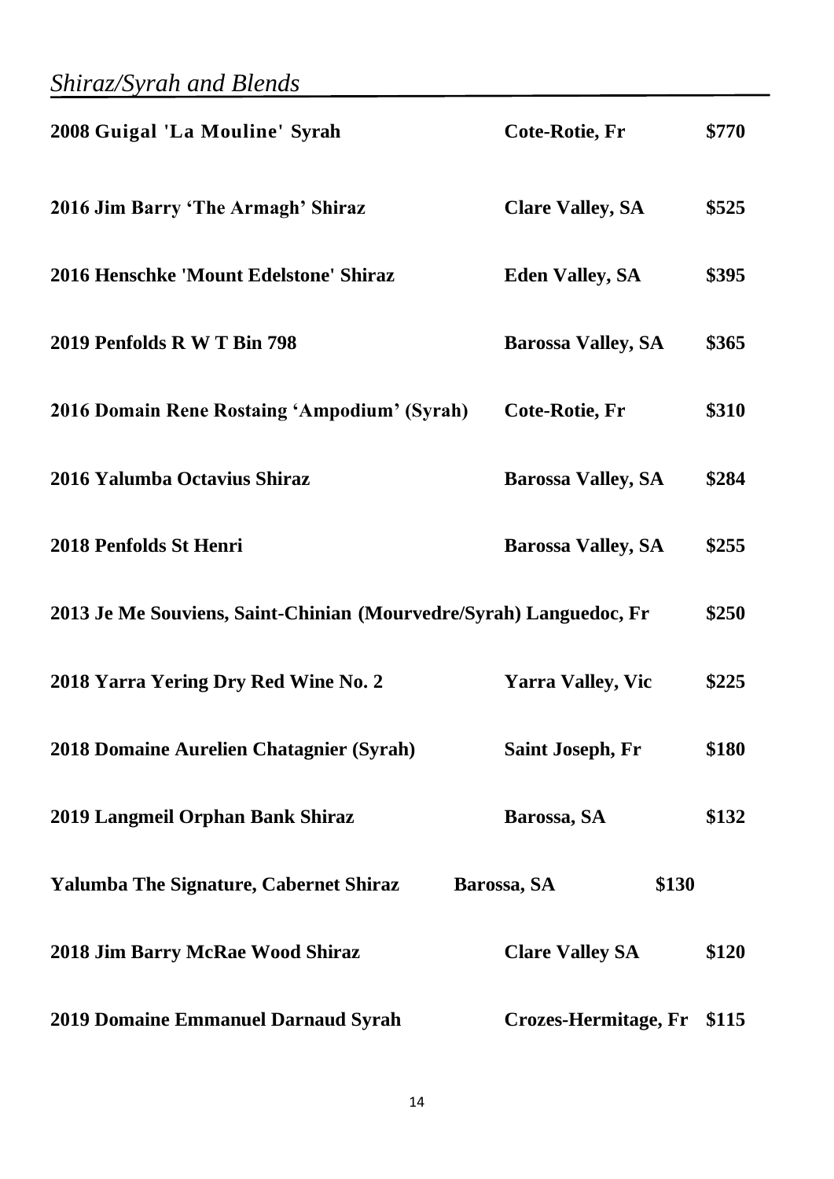*Shiraz/Syrah and Blends*

| Wine | Region | Price |
|---|---|---|
| **2008 Guigal 'La Mouline' Syrah** | **Cote-Rotie, Fr** | **$770** |
| **2016 Jim Barry 'The Armagh' Shiraz** | **Clare Valley, SA** | **$525** |
| **2016 Henschke 'Mount Edelstone' Shiraz** | **Eden Valley, SA** | **$395** |
| **2019 Penfolds R W T Bin 798** | **Barossa Valley, SA** | **$365** |
| **2016 Domain Rene Rostaing 'Ampodium' (Syrah)** | **Cote-Rotie, Fr** | **$310** |
| **2016 Yalumba Octavius Shiraz** | **Barossa Valley, SA** | **$284** |
| **2018 Penfolds St Henri** | **Barossa Valley, SA** | **$255** |
| **2013 Je Me Souviens, Saint-Chinian (Mourvedre/Syrah) Languedoc, Fr** | | **$250** |
| **2018 Yarra Yering Dry Red Wine No. 2** | **Yarra Valley, Vic** | **$225** |
| **2018 Domaine Aurelien Chatagnier (Syrah)** | **Saint Joseph, Fr** | **$180** |
| **2019 Langmeil Orphan Bank Shiraz** | **Barossa, SA** | **$132** |
| **Yalumba The Signature, Cabernet Shiraz** | **Barossa, SA** | **$130** |
| **2018 Jim Barry McRae Wood Shiraz** | **Clare Valley SA** | **$120** |
| **2019 Domaine Emmanuel Darnaud Syrah** | **Crozes-Hermitage, Fr** | **$115** |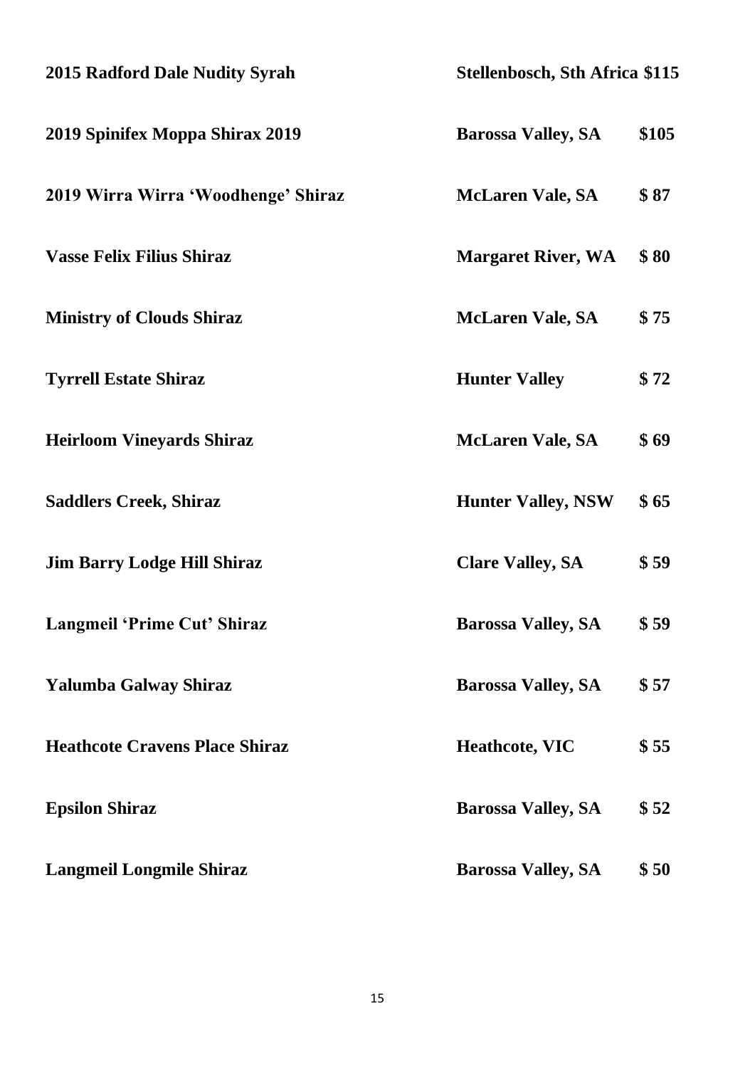| | | |
|---|---|---|
| **2015 Radford Dale Nudity Syrah** | **Stellenbosch, Sth Africa** | **$115** |
| **2019 Spinifex Moppa Shirax 2019** | **Barossa Valley, SA** | **$105** |
| **2019 Wirra Wirra 'Woodhenge' Shiraz** | **McLaren Vale, SA** | **$ 87** |
| **Vasse Felix Filius Shiraz** | **Margaret River, WA** | **$ 80** |
| **Ministry of Clouds Shiraz** | **McLaren Vale, SA** | **$ 75** |
| **Tyrrell Estate Shiraz** | **Hunter Valley** | **$ 72** |
| **Heirloom Vineyards Shiraz** | **McLaren Vale, SA** | **$ 69** |
| **Saddlers Creek, Shiraz** | **Hunter Valley, NSW** | **$ 65** |
| **Jim Barry Lodge Hill Shiraz** | **Clare Valley, SA** | **$ 59** |
| **Langmeil 'Prime Cut' Shiraz** | **Barossa Valley, SA** | **$ 59** |
| **Yalumba Galway Shiraz** | **Barossa Valley, SA** | **$ 57** |
| **Heathcote Cravens Place Shiraz** | **Heathcote, VIC** | **$ 55** |
| **Epsilon Shiraz** | **Barossa Valley, SA** | **$ 52** |
| **Langmeil Longmile Shiraz** | **Barossa Valley, SA** | **$ 50** |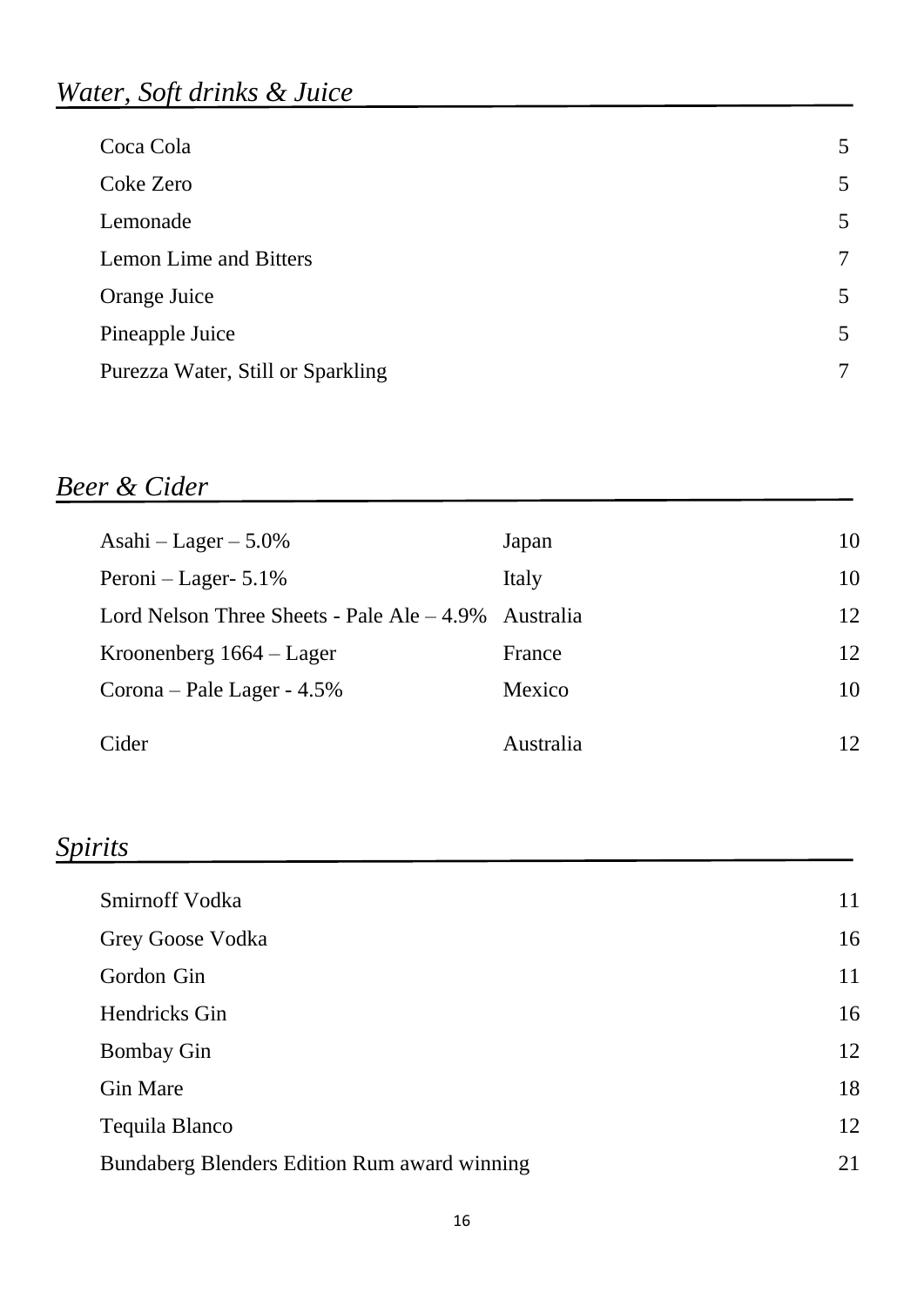## *Water, Soft drinks & Juice*

| Item | Price |
|---|---|
| Coca Cola | 5 |
| Coke Zero | 5 |
| Lemonade | 5 |
| Lemon Lime and Bitters | 7 |
| Orange Juice | 5 |
| Pineapple Juice | 5 |
| Purezza Water, Still or Sparkling | 7 |

## *Beer & Cider*

| Item | Origin | Price |
|---|---|---|
| Asahi – Lager – 5.0% | Japan | 10 |
| Peroni – Lager- 5.1% | Italy | 10 |
| Lord Nelson Three Sheets - Pale Ale – 4.9% | Australia | 12 |
| Kroonenberg 1664 – Lager | France | 12 |
| Corona – Pale Lager - 4.5% | Mexico | 10 |
| Cider | Australia | 12 |

## *Spirits*

| Item | Price |
|---|---|
| Smirnoff Vodka | 11 |
| Grey Goose Vodka | 16 |
| Gordon Gin | 11 |
| Hendricks Gin | 16 |
| Bombay Gin | 12 |
| Gin Mare | 18 |
| Tequila Blanco | 12 |
| Bundaberg Blenders Edition Rum award winning | 21 |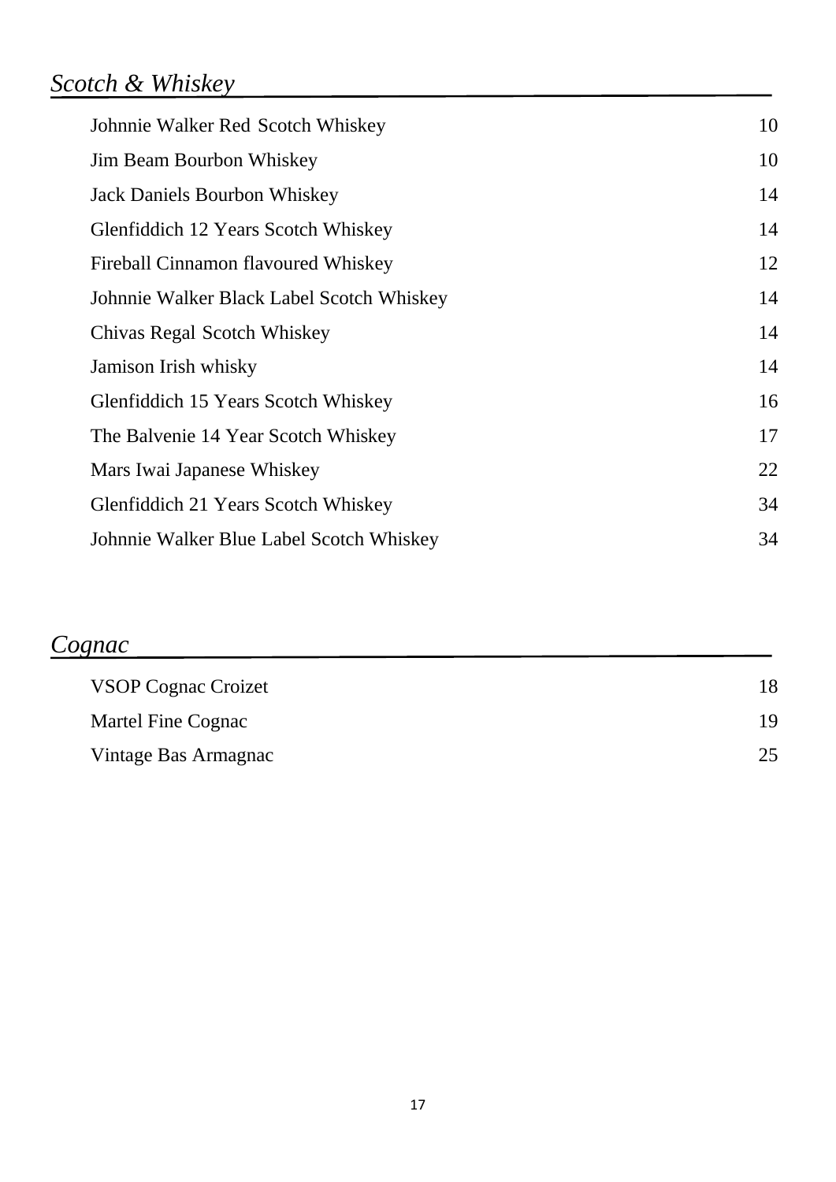## *Scotch & Whiskey*

| Item | Price |
| --- | --- |
| Johnnie Walker Red Scotch Whiskey | 10 |
| Jim Beam Bourbon Whiskey | 10 |
| Jack Daniels Bourbon Whiskey | 14 |
| Glenfiddich 12 Years Scotch Whiskey | 14 |
| Fireball Cinnamon flavoured Whiskey | 12 |
| Johnnie Walker Black Label Scotch Whiskey | 14 |
| Chivas Regal Scotch Whiskey | 14 |
| Jamison Irish whisky | 14 |
| Glenfiddich 15 Years Scotch Whiskey | 16 |
| The Balvenie 14 Year Scotch Whiskey | 17 |
| Mars Iwai Japanese Whiskey | 22 |
| Glenfiddich 21 Years Scotch Whiskey | 34 |
| Johnnie Walker Blue Label Scotch Whiskey | 34 |

## *Cognac*

| Item | Price |
| --- | --- |
| VSOP Cognac Croizet | 18 |
| Martel Fine Cognac | 19 |
| Vintage Bas Armagnac | 25 |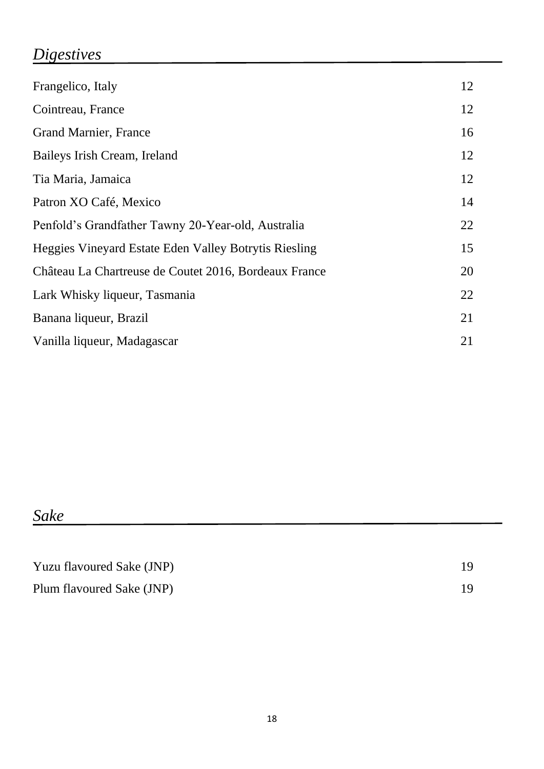## *Digestives*

| | |
|---|---|
| Frangelico, Italy | 12 |
| Cointreau, France | 12 |
| Grand Marnier, France | 16 |
| Baileys Irish Cream, Ireland | 12 |
| Tia Maria, Jamaica | 12 |
| Patron XO Café, Mexico | 14 |
| Penfold's Grandfather Tawny 20-Year-old, Australia | 22 |
| Heggies Vineyard Estate Eden Valley Botrytis Riesling | 15 |
| Château La Chartreuse de Coutet 2016, Bordeaux France | 20 |
| Lark Whisky liqueur, Tasmania | 22 |
| Banana liqueur, Brazil | 21 |
| Vanilla liqueur, Madagascar | 21 |

## *Sake*

| | |
|---|---|
| Yuzu flavoured Sake (JNP) | 19 |
| Plum flavoured Sake (JNP) | 19 |